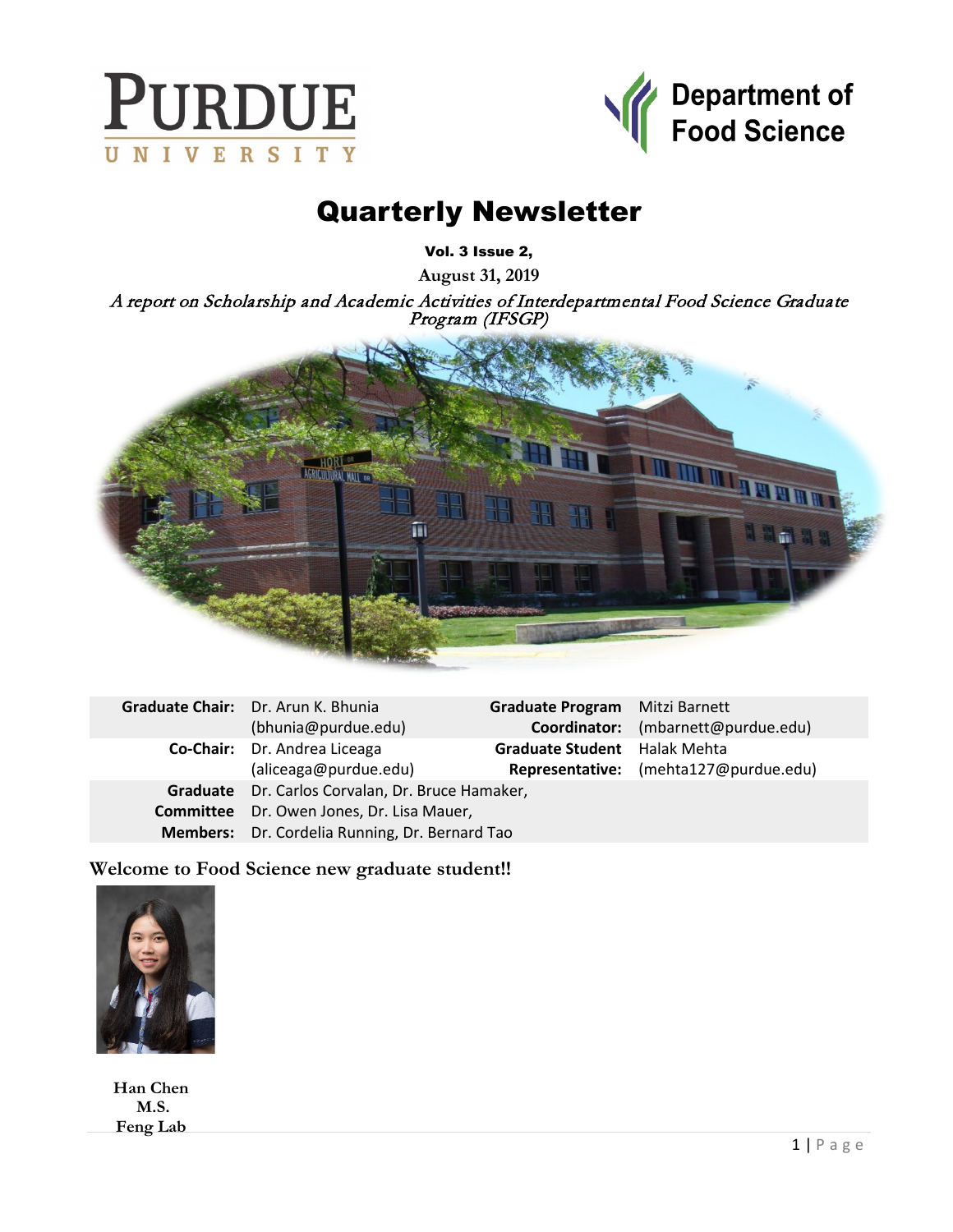PURDUE UNIVERSITY

Department of Food Science

# Quarterly Newsletter

**Vol. 3 Issue 2,**

**August 31, 2019**

*A report on Scholarship and Academic Activities of Interdepartmental Food Science Graduate Program (IFSGP)*

| | | | |
|---|---|---|---|
| **Graduate Chair:** | Dr. Arun K. Bhunia (bhunia@purdue.edu) | **Graduate Program Coordinator:** | Mitzi Barnett (mbarnett@purdue.edu) |
| **Co-Chair:** | Dr. Andrea Liceaga (aliceaga@purdue.edu) | **Graduate Student Representative:** | Halak Mehta (mehta127@purdue.edu) |
| **Graduate Committee Members:** | Dr. Carlos Corvalan, Dr. Bruce Hamaker, Dr. Owen Jones, Dr. Lisa Mauer, Dr. Cordelia Running, Dr. Bernard Tao | | |

## Welcome to Food Science new graduate student!!

**Han Chen**
**M.S.**
**Feng Lab**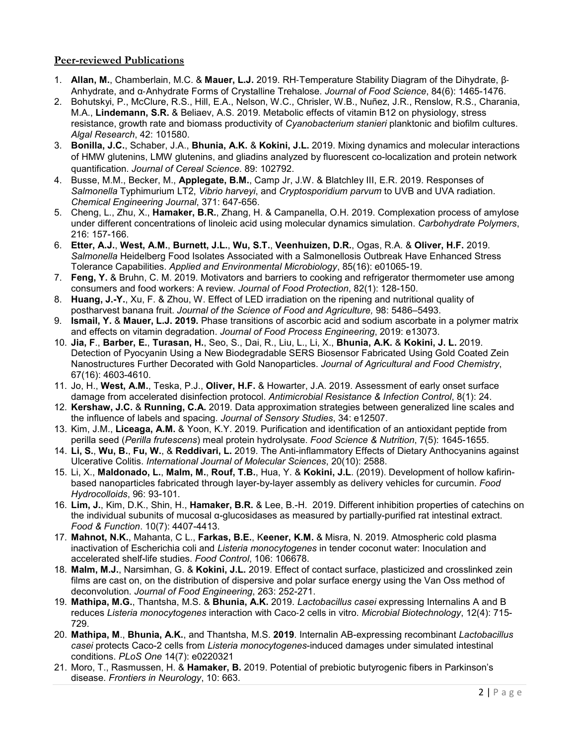## Peer-reviewed Publications

1. **Allan, M.**, Chamberlain, M.C. & **Mauer, L.J.** 2019. RH-Temperature Stability Diagram of the Dihydrate, β-Anhydrate, and α-Anhydrate Forms of Crystalline Trehalose. *Journal of Food Science*, 84(6): 1465-1476.
2. Bohutskyi, P., McClure, R.S., Hill, E.A., Nelson, W.C., Chrisler, W.B., Nuñez, J.R., Renslow, R.S., Charania, M.A., **Lindemann, S.R.** & Beliaev, A.S. 2019. Metabolic effects of vitamin B12 on physiology, stress resistance, growth rate and biomass productivity of *Cyanobacterium stanieri* planktonic and biofilm cultures. *Algal Research*, 42: 101580.
3. **Bonilla, J.C.**, Schaber, J.A., **Bhunia, A.K.** & **Kokini, J.L.** 2019. Mixing dynamics and molecular interactions of HMW glutenins, LMW glutenins, and gliadins analyzed by fluorescent co-localization and protein network quantification. *Journal of Cereal Science*. 89: 102792.
4. Busse, M.M., Becker, M., **Applegate, B.M.**, Camp Jr, J.W. & Blatchley III, E.R. 2019. Responses of *Salmonella* Typhimurium LT2, *Vibrio harveyi*, and *Cryptosporidium parvum* to UVB and UVA radiation. *Chemical Engineering Journal*, 371: 647-656.
5. Cheng, L., Zhu, X., **Hamaker, B.R.**, Zhang, H. & Campanella, O.H. 2019. Complexation process of amylose under different concentrations of linoleic acid using molecular dynamics simulation. *Carbohydrate Polymers*, 216: 157-166.
6. **Etter, A.J.**, **West, A.M.**, **Burnett, J.L.**, **Wu, S.T.**, **Veenhuizen, D.R.**, Ogas, R.A. & **Oliver, H.F.** 2019. *Salmonella* Heidelberg Food Isolates Associated with a Salmonellosis Outbreak Have Enhanced Stress Tolerance Capabilities. *Applied and Environmental Microbiology*, 85(16): e01065-19.
7. **Feng, Y.** & Bruhn, C. M. 2019. Motivators and barriers to cooking and refrigerator thermometer use among consumers and food workers: A review. *Journal of Food Protection*, 82(1): 128-150.
8. **Huang, J.-Y.**, Xu, F. & Zhou, W. Effect of LED irradiation on the ripening and nutritional quality of postharvest banana fruit. *Journal of the Science of Food and Agriculture,* 98: 5486–5493.
9. **Ismail, Y.** & **Mauer, L.J. 2019.** Phase transitions of ascorbic acid and sodium ascorbate in a polymer matrix and effects on vitamin degradation. *Journal of Food Process Engineering*, 2019: e13073.
10. **Jia, F**., **Barber, E.**, **Turasan, H.**, Seo, S., Dai, R., Liu, L., Li, X., **Bhunia, A.K.** & **Kokini, J. L.** 2019. Detection of Pyocyanin Using a New Biodegradable SERS Biosensor Fabricated Using Gold Coated Zein Nanostructures Further Decorated with Gold Nanoparticles. *Journal of Agricultural and Food Chemistry*, 67(16): 4603-4610.
11. Jo, H., **West, A.M.**, Teska, P.J., **Oliver, H.F.** & Howarter, J.A. 2019. Assessment of early onset surface damage from accelerated disinfection protocol. *Antimicrobial Resistance & Infection Control*, 8(1): 24.
12. **Kershaw, J.C.** & **Running, C.A.** 2019. Data approximation strategies between generalized line scales and the influence of labels and spacing. *Journal of Sensory Studies*, 34: e12507.
13. Kim, J.M., **Liceaga, A.M.** & Yoon, K.Y. 2019. Purification and identification of an antioxidant peptide from perilla seed (*Perilla frutescens*) meal protein hydrolysate. *Food Science & Nutrition*, 7(5): 1645-1655.
14. **Li, S.**, **Wu, B.**, **Fu, W.**, & **Reddivari, L.** 2019. The Anti-inflammatory Effects of Dietary Anthocyanins against Ulcerative Colitis. *International Journal of Molecular Sciences*, 20(10): 2588.
15. Li, X., **Maldonado, L.**, **Malm, M.**, **Rouf, T.B.**, Hua, Y. & **Kokini, J.L**. (2019). Development of hollow kafirin-based nanoparticles fabricated through layer-by-layer assembly as delivery vehicles for curcumin. *Food Hydrocolloids*, 96: 93-101.
16. **Lim, J.**, Kim, D.K., Shin, H., **Hamaker, B.R.** & Lee, B.-H. 2019. Different inhibition properties of catechins on the individual subunits of mucosal α-glucosidases as measured by partially-purified rat intestinal extract. *Food & Function*. 10(7): 4407-4413.
17. **Mahnot, N.K.**, Mahanta, C L., **Farkas, B.E.**, K**eener, K.M.** & Misra, N. 2019. Atmospheric cold plasma inactivation of Escherichia coli and *Listeria monocytogenes* in tender coconut water: Inoculation and accelerated shelf-life studies. *Food Control*, 106: 106678.
18. **Malm, M.J.**, Narsimhan, G. & **Kokini, J.L.** 2019. Effect of contact surface, plasticized and crosslinked zein films are cast on, on the distribution of dispersive and polar surface energy using the Van Oss method of deconvolution. *Journal of Food Engineering*, 263: 252-271.
19. **Mathipa, M.G.**, Thantsha, M.S. & **Bhunia, A.K.** 2019. *Lactobacillus casei* expressing Internalins A and B reduces *Listeria monocytogenes* interaction with Caco-2 cells in vitro. *Microbial Biotechnology*, 12(4): 715-729.
20. **Mathipa, M**., **Bhunia, A.K.**, and Thantsha, M.S. **2019**. Internalin AB-expressing recombinant *Lactobacillus casei* protects Caco-2 cells from *Listeria monocytogenes*-induced damages under simulated intestinal conditions. *PLoS One* 14(7): e0220321
21. Moro, T., Rasmussen, H. & **Hamaker, B.** 2019. Potential of prebiotic butyrogenic fibers in Parkinson's disease. *Frontiers in Neurology*, 10: 663.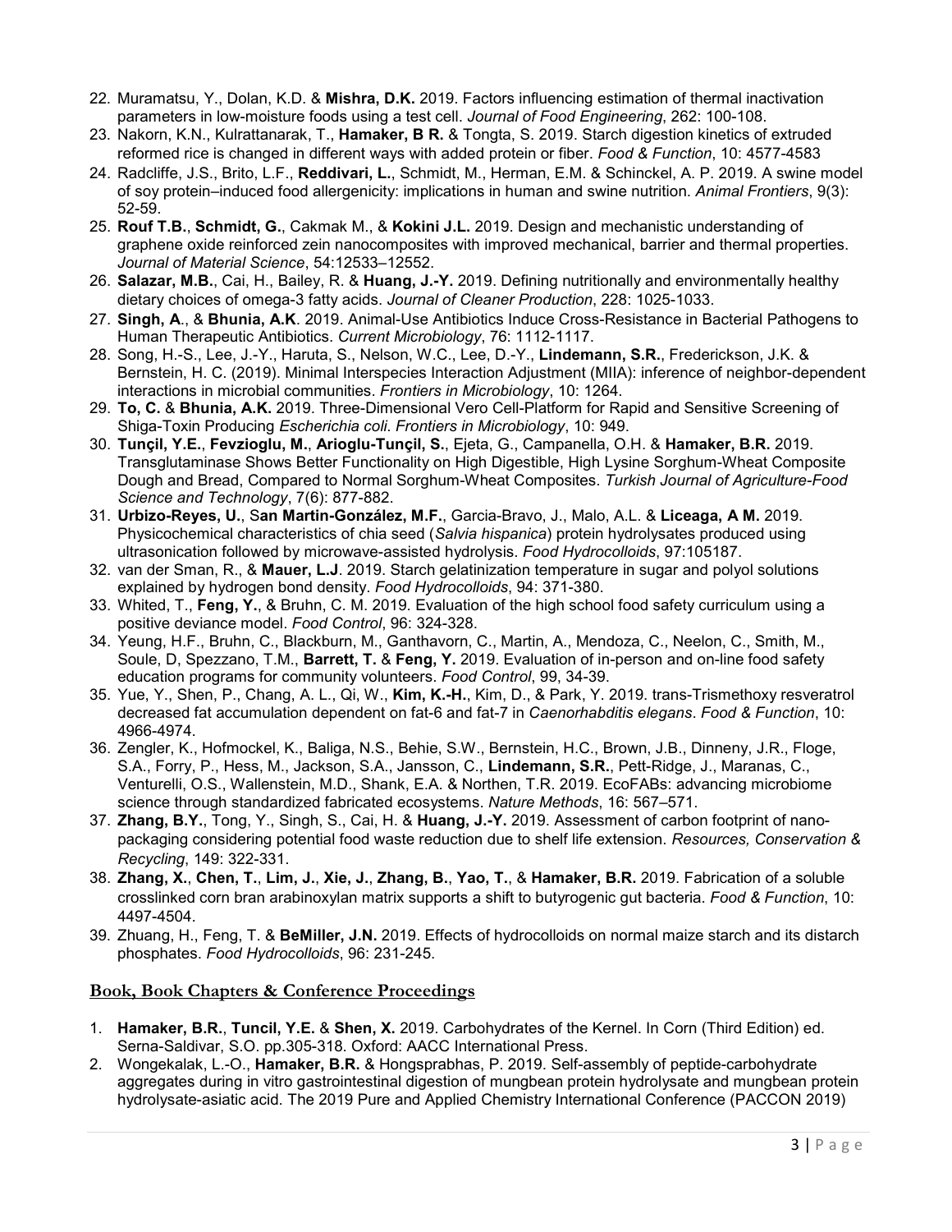22. Muramatsu, Y., Dolan, K.D. & **Mishra, D.K.** 2019. Factors influencing estimation of thermal inactivation parameters in low-moisture foods using a test cell. *Journal of Food Engineering*, 262: 100-108.
23. Nakorn, K.N., Kulrattanarak, T., **Hamaker, B R.** & Tongta, S. 2019. Starch digestion kinetics of extruded reformed rice is changed in different ways with added protein or fiber. *Food & Function*, 10: 4577-4583
24. Radcliffe, J.S., Brito, L.F., **Reddivari, L.**, Schmidt, M., Herman, E.M. & Schinckel, A. P. 2019. A swine model of soy protein–induced food allergenicity: implications in human and swine nutrition. *Animal Frontiers*, 9(3): 52-59.
25. **Rouf T.B.**, **Schmidt, G.**, Cakmak M., & **Kokini J.L.** 2019. Design and mechanistic understanding of graphene oxide reinforced zein nanocomposites with improved mechanical, barrier and thermal properties. *Journal of Material Science*, 54:12533–12552.
26. **Salazar, M.B.**, Cai, H., Bailey, R. & **Huang, J.-Y.** 2019. Defining nutritionally and environmentally healthy dietary choices of omega-3 fatty acids. *Journal of Cleaner Production*, 228: 1025-1033.
27. **Singh, A**., & **Bhunia, A.K**. 2019. Animal-Use Antibiotics Induce Cross-Resistance in Bacterial Pathogens to Human Therapeutic Antibiotics. *Current Microbiology*, 76: 1112-1117.
28. Song, H.-S., Lee, J.-Y., Haruta, S., Nelson, W.C., Lee, D.-Y., **Lindemann, S.R.**, Frederickson, J.K. & Bernstein, H. C. (2019). Minimal Interspecies Interaction Adjustment (MIIA): inference of neighbor-dependent interactions in microbial communities. *Frontiers in Microbiology*, 10: 1264.
29. **To, C.** & **Bhunia, A.K.** 2019. Three-Dimensional Vero Cell-Platform for Rapid and Sensitive Screening of Shiga-Toxin Producing *Escherichia coli*. *Frontiers in Microbiology*, 10: 949.
30. **Tunçil, Y.E.**, **Fevzioglu, M.**, **Arioglu-Tunçil, S.**, Ejeta, G., Campanella, O.H. & **Hamaker, B.R.** 2019. Transglutaminase Shows Better Functionality on High Digestible, High Lysine Sorghum-Wheat Composite Dough and Bread, Compared to Normal Sorghum-Wheat Composites. *Turkish Journal of Agriculture-Food Science and Technology*, 7(6): 877-882.
31. **Urbizo-Reyes, U.**, S**an Martin-González, M.F.**, Garcia-Bravo, J., Malo, A.L. & **Liceaga, A M.** 2019. Physicochemical characteristics of chia seed (*Salvia hispanica*) protein hydrolysates produced using ultrasonication followed by microwave-assisted hydrolysis. *Food Hydrocolloids*, 97:105187.
32. van der Sman, R., & **Mauer, L.J**. 2019. Starch gelatinization temperature in sugar and polyol solutions explained by hydrogen bond density. *Food Hydrocolloids*, 94: 371-380.
33. Whited, T., **Feng, Y.**, & Bruhn, C. M. 2019. Evaluation of the high school food safety curriculum using a positive deviance model. *Food Control*, 96: 324-328.
34. Yeung, H.F., Bruhn, C., Blackburn, M., Ganthavorn, C., Martin, A., Mendoza, C., Neelon, C., Smith, M., Soule, D, Spezzano, T.M., **Barrett, T.** & **Feng, Y.** 2019. Evaluation of in-person and on-line food safety education programs for community volunteers. *Food Control*, 99, 34-39.
35. Yue, Y., Shen, P., Chang, A. L., Qi, W., **Kim, K.-H.**, Kim, D., & Park, Y. 2019. trans-Trismethoxy resveratrol decreased fat accumulation dependent on fat-6 and fat-7 in *Caenorhabditis elegans*. *Food & Function*, 10: 4966-4974.
36. Zengler, K., Hofmockel, K., Baliga, N.S., Behie, S.W., Bernstein, H.C., Brown, J.B., Dinneny, J.R., Floge, S.A., Forry, P., Hess, M., Jackson, S.A., Jansson, C., **Lindemann, S.R.**, Pett-Ridge, J., Maranas, C., Venturelli, O.S., Wallenstein, M.D., Shank, E.A. & Northen, T.R. 2019. EcoFABs: advancing microbiome science through standardized fabricated ecosystems. *Nature Methods*, 16: 567–571.
37. **Zhang, B.Y.**, Tong, Y., Singh, S., Cai, H. & **Huang, J.-Y.** 2019. Assessment of carbon footprint of nano-packaging considering potential food waste reduction due to shelf life extension. *Resources, Conservation & Recycling*, 149: 322-331.
38. **Zhang, X.**, **Chen, T.**, **Lim, J.**, **Xie, J.**, **Zhang, B.**, **Yao, T.**, & **Hamaker, B.R.** 2019. Fabrication of a soluble crosslinked corn bran arabinoxylan matrix supports a shift to butyrogenic gut bacteria. *Food & Function*, 10: 4497-4504.
39. Zhuang, H., Feng, T. & **BeMiller, J.N.** 2019. Effects of hydrocolloids on normal maize starch and its distarch phosphates. *Food Hydrocolloids*, 96: 231-245.

## Book, Book Chapters & Conference Proceedings

1. **Hamaker, B.R.**, **Tuncil, Y.E.** & **Shen, X.** 2019. Carbohydrates of the Kernel. In Corn (Third Edition) ed. Serna-Saldivar, S.O. pp.305-318. Oxford: AACC International Press.
2. Wongekalak, L.-O., **Hamaker, B.R.** & Hongsprabhas, P. 2019. Self-assembly of peptide-carbohydrate aggregates during in vitro gastrointestinal digestion of mungbean protein hydrolysate and mungbean protein hydrolysate-asiatic acid. The 2019 Pure and Applied Chemistry International Conference (PACCON 2019)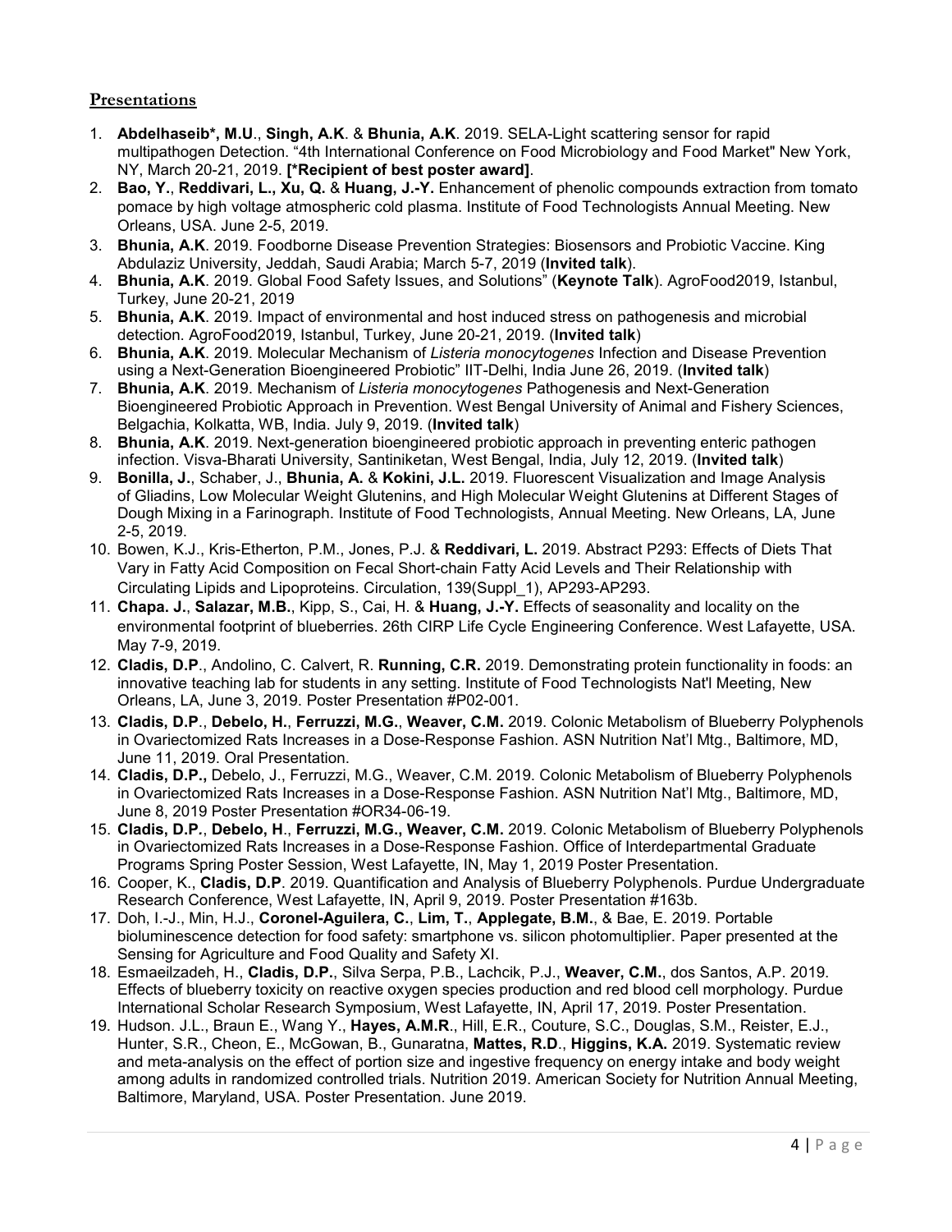## Presentations

1. **Abdelhaseib*, M.U**., **Singh, A.K**. & **Bhunia, A.K**. 2019. SELA-Light scattering sensor for rapid multipathogen Detection. "4th International Conference on Food Microbiology and Food Market" New York, NY, March 20-21, 2019. **[*Recipient of best poster award]**.
2. **Bao, Y.**, **Reddivari, L., Xu, Q.** & **Huang, J.-Y.** Enhancement of phenolic compounds extraction from tomato pomace by high voltage atmospheric cold plasma. Institute of Food Technologists Annual Meeting. New Orleans, USA. June 2-5, 2019.
3. **Bhunia, A.K**. 2019. Foodborne Disease Prevention Strategies: Biosensors and Probiotic Vaccine. King Abdulaziz University, Jeddah, Saudi Arabia; March 5-7, 2019 (**Invited talk**).
4. **Bhunia, A.K**. 2019. Global Food Safety Issues, and Solutions" (**Keynote Talk**). AgroFood2019, Istanbul, Turkey, June 20-21, 2019
5. **Bhunia, A.K**. 2019. Impact of environmental and host induced stress on pathogenesis and microbial detection. AgroFood2019, Istanbul, Turkey, June 20-21, 2019. (**Invited talk**)
6. **Bhunia, A.K**. 2019. Molecular Mechanism of *Listeria monocytogenes* Infection and Disease Prevention using a Next-Generation Bioengineered Probiotic" IIT-Delhi, India June 26, 2019. (**Invited talk**)
7. **Bhunia, A.K**. 2019. Mechanism of *Listeria monocytogenes* Pathogenesis and Next-Generation Bioengineered Probiotic Approach in Prevention. West Bengal University of Animal and Fishery Sciences, Belgachia, Kolkatta, WB, India. July 9, 2019. (**Invited talk**)
8. **Bhunia, A.K**. 2019. Next-generation bioengineered probiotic approach in preventing enteric pathogen infection. Visva-Bharati University, Santiniketan, West Bengal, India, July 12, 2019. (**Invited talk**)
9. **Bonilla, J.**, Schaber, J., **Bhunia, A.** & **Kokini, J.L.** 2019. Fluorescent Visualization and Image Analysis of Gliadins, Low Molecular Weight Glutenins, and High Molecular Weight Glutenins at Different Stages of Dough Mixing in a Farinograph. Institute of Food Technologists, Annual Meeting. New Orleans, LA, June 2-5, 2019.
10. Bowen, K.J., Kris-Etherton, P.M., Jones, P.J. & **Reddivari, L.** 2019. Abstract P293: Effects of Diets That Vary in Fatty Acid Composition on Fecal Short-chain Fatty Acid Levels and Their Relationship with Circulating Lipids and Lipoproteins. Circulation, 139(Suppl_1), AP293-AP293.
11. **Chapa. J.**, **Salazar, M.B.**, Kipp, S., Cai, H. & **Huang, J.-Y.** Effects of seasonality and locality on the environmental footprint of blueberries. 26th CIRP Life Cycle Engineering Conference. West Lafayette, USA. May 7-9, 2019.
12. **Cladis, D.P**., Andolino, C. Calvert, R. **Running, C.R.** 2019. Demonstrating protein functionality in foods: an innovative teaching lab for students in any setting. Institute of Food Technologists Nat'l Meeting, New Orleans, LA, June 3, 2019. Poster Presentation #P02-001.
13. **Cladis, D.P**., **Debelo, H.**, **Ferruzzi, M.G.**, **Weaver, C.M.** 2019. Colonic Metabolism of Blueberry Polyphenols in Ovariectomized Rats Increases in a Dose-Response Fashion. ASN Nutrition Nat'l Mtg., Baltimore, MD, June 11, 2019. Oral Presentation.
14. **Cladis, D.P.,** Debelo, J., Ferruzzi, M.G., Weaver, C.M. 2019. Colonic Metabolism of Blueberry Polyphenols in Ovariectomized Rats Increases in a Dose-Response Fashion. ASN Nutrition Nat'l Mtg., Baltimore, MD, June 8, 2019 Poster Presentation #OR34-06-19.
15. **Cladis, D.P.**, **Debelo, H**., **Ferruzzi, M.G., Weaver, C.M.** 2019. Colonic Metabolism of Blueberry Polyphenols in Ovariectomized Rats Increases in a Dose-Response Fashion. Office of Interdepartmental Graduate Programs Spring Poster Session, West Lafayette, IN, May 1, 2019 Poster Presentation.
16. Cooper, K., **Cladis, D.P**. 2019. Quantification and Analysis of Blueberry Polyphenols. Purdue Undergraduate Research Conference, West Lafayette, IN, April 9, 2019. Poster Presentation #163b.
17. Doh, I.-J., Min, H.J., **Coronel-Aguilera, C.**, **Lim, T.**, **Applegate, B.M.**, & Bae, E. 2019. Portable bioluminescence detection for food safety: smartphone vs. silicon photomultiplier. Paper presented at the Sensing for Agriculture and Food Quality and Safety XI.
18. Esmaeilzadeh, H., **Cladis, D.P.**, Silva Serpa, P.B., Lachcik, P.J., **Weaver, C.M.**, dos Santos, A.P. 2019. Effects of blueberry toxicity on reactive oxygen species production and red blood cell morphology. Purdue International Scholar Research Symposium, West Lafayette, IN, April 17, 2019. Poster Presentation.
19. Hudson. J.L., Braun E., Wang Y., **Hayes, A.M.R**., Hill, E.R., Couture, S.C., Douglas, S.M., Reister, E.J., Hunter, S.R., Cheon, E., McGowan, B., Gunaratna, **Mattes, R.D**., **Higgins, K.A.** 2019. Systematic review and meta-analysis on the effect of portion size and ingestive frequency on energy intake and body weight among adults in randomized controlled trials. Nutrition 2019. American Society for Nutrition Annual Meeting, Baltimore, Maryland, USA. Poster Presentation. June 2019.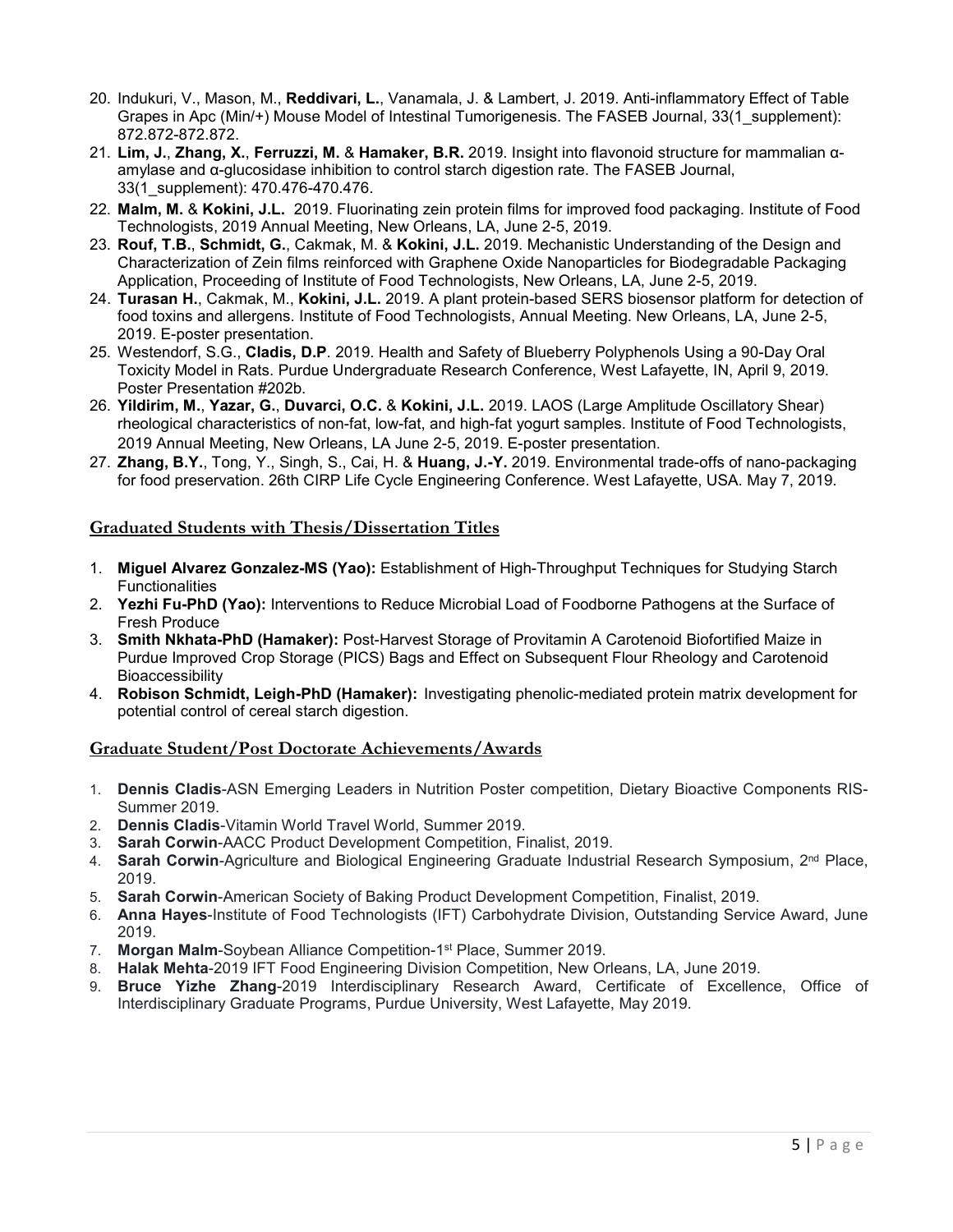20. Indukuri, V., Mason, M., **Reddivari, L.**, Vanamala, J. & Lambert, J. 2019. Anti-inflammatory Effect of Table Grapes in Apc (Min/+) Mouse Model of Intestinal Tumorigenesis. The FASEB Journal, 33(1_supplement): 872.872-872.872.
21. **Lim, J.**, **Zhang, X.**, **Ferruzzi, M.** & **Hamaker, B.R.** 2019. Insight into flavonoid structure for mammalian α-amylase and α-glucosidase inhibition to control starch digestion rate. The FASEB Journal, 33(1_supplement): 470.476-470.476.
22. **Malm, M.** & **Kokini, J.L.** 2019. Fluorinating zein protein films for improved food packaging. Institute of Food Technologists, 2019 Annual Meeting, New Orleans, LA, June 2-5, 2019.
23. **Rouf, T.B.**, **Schmidt, G.**, Cakmak, M. & **Kokini, J.L.** 2019. Mechanistic Understanding of the Design and Characterization of Zein films reinforced with Graphene Oxide Nanoparticles for Biodegradable Packaging Application, Proceeding of Institute of Food Technologists, New Orleans, LA, June 2-5, 2019.
24. **Turasan H.**, Cakmak, M., **Kokini, J.L.** 2019. A plant protein-based SERS biosensor platform for detection of food toxins and allergens. Institute of Food Technologists, Annual Meeting. New Orleans, LA, June 2-5, 2019. E-poster presentation.
25. Westendorf, S.G., **Cladis, D.P**. 2019. Health and Safety of Blueberry Polyphenols Using a 90-Day Oral Toxicity Model in Rats. Purdue Undergraduate Research Conference, West Lafayette, IN, April 9, 2019. Poster Presentation #202b.
26. **Yildirim, M.**, **Yazar, G.**, **Duvarci, O.C.** & **Kokini, J.L.** 2019. LAOS (Large Amplitude Oscillatory Shear) rheological characteristics of non-fat, low-fat, and high-fat yogurt samples. Institute of Food Technologists, 2019 Annual Meeting, New Orleans, LA June 2-5, 2019. E-poster presentation.
27. **Zhang, B.Y.**, Tong, Y., Singh, S., Cai, H. & **Huang, J.-Y.** 2019. Environmental trade-offs of nano-packaging for food preservation. 26th CIRP Life Cycle Engineering Conference. West Lafayette, USA. May 7, 2019.

## Graduated Students with Thesis/Dissertation Titles

1. **Miguel Alvarez Gonzalez-MS (Yao):** Establishment of High-Throughput Techniques for Studying Starch Functionalities
2. **Yezhi Fu-PhD (Yao):** Interventions to Reduce Microbial Load of Foodborne Pathogens at the Surface of Fresh Produce
3. **Smith Nkhata-PhD (Hamaker):** Post-Harvest Storage of Provitamin A Carotenoid Biofortified Maize in Purdue Improved Crop Storage (PICS) Bags and Effect on Subsequent Flour Rheology and Carotenoid Bioaccessibility
4. **Robison Schmidt, Leigh-PhD (Hamaker):** Investigating phenolic-mediated protein matrix development for potential control of cereal starch digestion.

## Graduate Student/Post Doctorate Achievements/Awards

1. **Dennis Cladis**-ASN Emerging Leaders in Nutrition Poster competition, Dietary Bioactive Components RIS-Summer 2019.
2. **Dennis Cladis**-Vitamin World Travel World, Summer 2019.
3. **Sarah Corwin**-AACC Product Development Competition, Finalist, 2019.
4. **Sarah Corwin**-Agriculture and Biological Engineering Graduate Industrial Research Symposium, 2nd Place, 2019.
5. **Sarah Corwin**-American Society of Baking Product Development Competition, Finalist, 2019.
6. **Anna Hayes**-Institute of Food Technologists (IFT) Carbohydrate Division, Outstanding Service Award, June 2019.
7. **Morgan Malm**-Soybean Alliance Competition-1st Place, Summer 2019.
8. **Halak Mehta**-2019 IFT Food Engineering Division Competition, New Orleans, LA, June 2019.
9. **Bruce Yizhe Zhang**-2019 Interdisciplinary Research Award, Certificate of Excellence, Office of Interdisciplinary Graduate Programs, Purdue University, West Lafayette, May 2019.